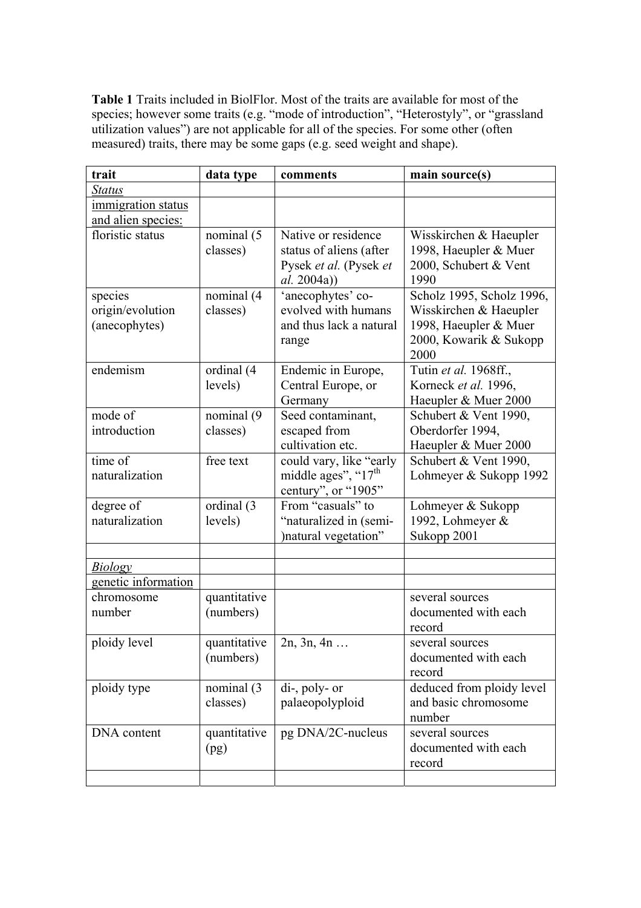**Table 1** Traits included in BiolFlor. Most of the traits are available for most of the species; however some traits (e.g. "mode of introduction", "Heterostyly", or "grassland utilization values") are not applicable for all of the species. For some other (often measured) traits, there may be some gaps (e.g. seed weight and shape).

| trait | data type | comments | main source(s) |
|---|---|---|---|
| *Status* | | | |
| immigration status and alien species: | | | |
| floristic status | nominal (5 classes) | Native or residence status of aliens (after Pysek *et al.* (Pysek *et al.* 2004a)) | Wisskirchen & Haeupler 1998, Haeupler & Muer 2000, Schubert & Vent 1990 |
| species origin/evolution (anecophytes) | nominal (4 classes) | 'anecophytes' co-evolved with humans and thus lack a natural range | Scholz 1995, Scholz 1996, Wisskirchen & Haeupler 1998, Haeupler & Muer 2000, Kowarik & Sukopp 2000 |
| endemism | ordinal (4 levels) | Endemic in Europe, Central Europe, or Germany | Tutin *et al.* 1968ff., Korneck *et al.* 1996, Haeupler & Muer 2000 |
| mode of introduction | nominal (9 classes) | Seed contaminant, escaped from cultivation etc. | Schubert & Vent 1990, Oberdorfer 1994, Haeupler & Muer 2000 |
| time of naturalization | free text | could vary, like "early middle ages", "17th century", or "1905" | Schubert & Vent 1990, Lohmeyer & Sukopp 1992 |
| degree of naturalization | ordinal (3 levels) | From "casuals" to "naturalized in (semi-)natural vegetation" | Lohmeyer & Sukopp 1992, Lohmeyer & Sukopp 2001 |
| | | | |
| *Biology* | | | |
| genetic information | | | |
| chromosome number | quantitative (numbers) | | several sources documented with each record |
| ploidy level | quantitative (numbers) | 2n, 3n, 4n … | several sources documented with each record |
| ploidy type | nominal (3 classes) | di-, poly- or palaeopolyploid | deduced from ploidy level and basic chromosome number |
| DNA content | quantitative (pg) | pg DNA/2C-nucleus | several sources documented with each record |
| | | | |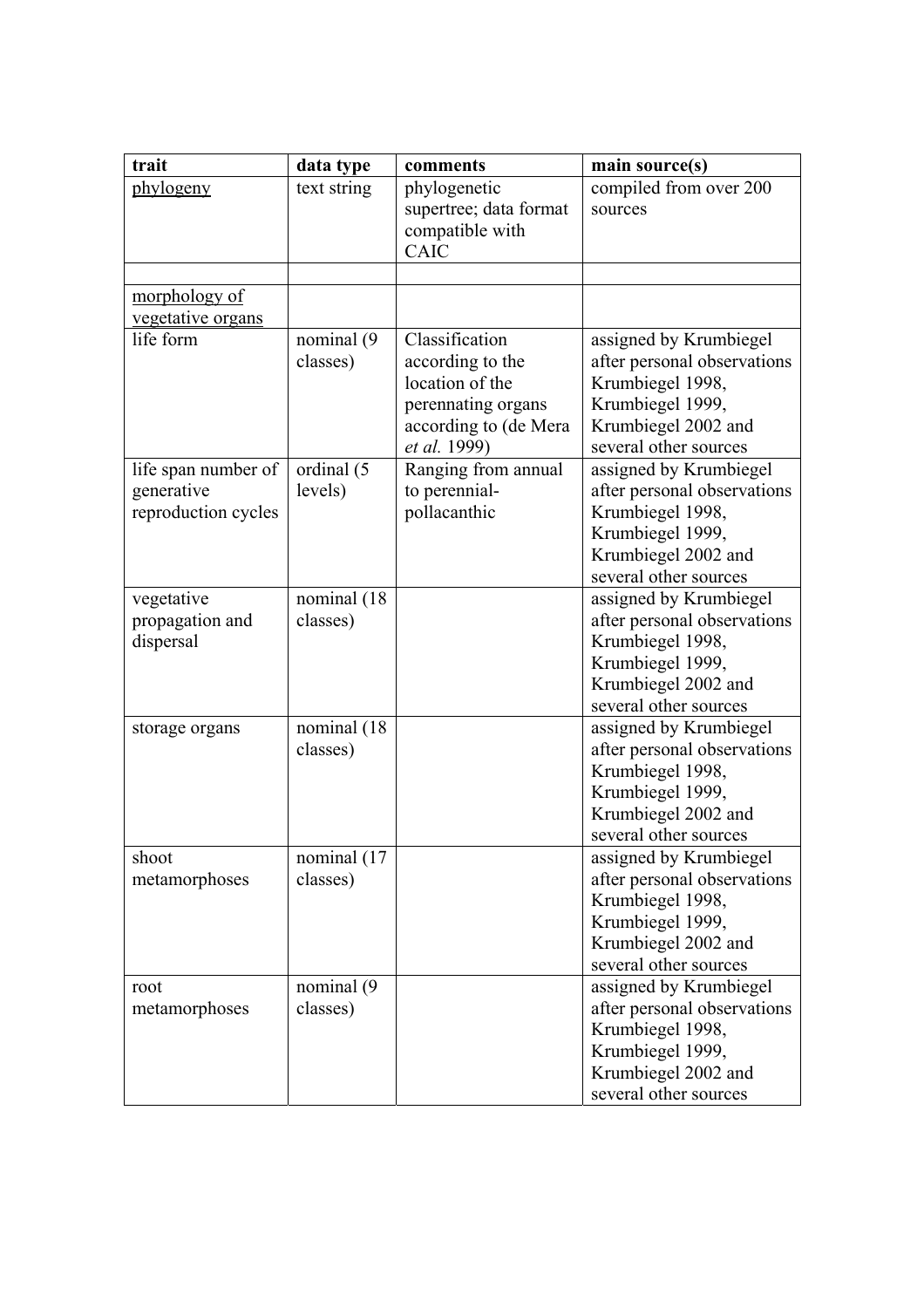| trait | data type | comments | main source(s) |
|---|---|---|---|
| phylogeny | text string | phylogenetic supertree; data format compatible with CAIC | compiled from over 200 sources |
| | | | |
| morphology of vegetative organs | | | |
| life form | nominal (9 classes) | Classification according to the location of the perennating organs according to (de Mera *et al.* 1999) | assigned by Krumbiegel after personal observations Krumbiegel 1998, Krumbiegel 1999, Krumbiegel 2002 and several other sources |
| life span number of generative reproduction cycles | ordinal (5 levels) | Ranging from annual to perennial-pollacanthic | assigned by Krumbiegel after personal observations Krumbiegel 1998, Krumbiegel 1999, Krumbiegel 2002 and several other sources |
| vegetative propagation and dispersal | nominal (18 classes) | | assigned by Krumbiegel after personal observations Krumbiegel 1998, Krumbiegel 1999, Krumbiegel 2002 and several other sources |
| storage organs | nominal (18 classes) | | assigned by Krumbiegel after personal observations Krumbiegel 1998, Krumbiegel 1999, Krumbiegel 2002 and several other sources |
| shoot metamorphoses | nominal (17 classes) | | assigned by Krumbiegel after personal observations Krumbiegel 1998, Krumbiegel 1999, Krumbiegel 2002 and several other sources |
| root metamorphoses | nominal (9 classes) | | assigned by Krumbiegel after personal observations Krumbiegel 1998, Krumbiegel 1999, Krumbiegel 2002 and several other sources |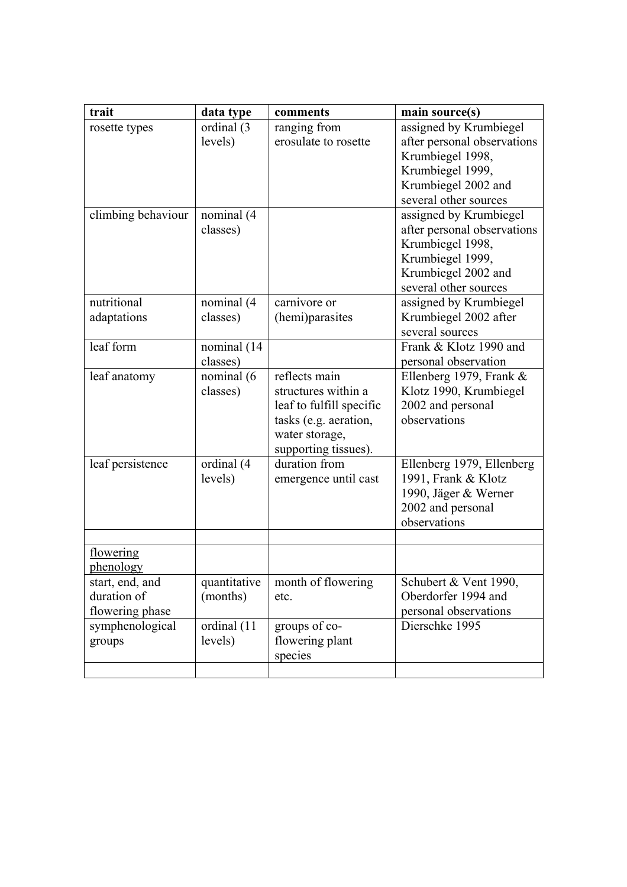| trait | data type | comments | main source(s) |
|---|---|---|---|
| rosette types | ordinal (3 levels) | ranging from erosulate to rosette | assigned by Krumbiegel after personal observations Krumbiegel 1998, Krumbiegel 1999, Krumbiegel 2002 and several other sources |
| climbing behaviour | nominal (4 classes) | | assigned by Krumbiegel after personal observations Krumbiegel 1998, Krumbiegel 1999, Krumbiegel 2002 and several other sources |
| nutritional adaptations | nominal (4 classes) | carnivore or (hemi)parasites | assigned by Krumbiegel Krumbiegel 2002 after several sources |
| leaf form | nominal (14 classes) | | Frank & Klotz 1990 and personal observation |
| leaf anatomy | nominal (6 classes) | reflects main structures within a leaf to fulfill specific tasks (e.g. aeration, water storage, supporting tissues). | Ellenberg 1979, Frank & Klotz 1990, Krumbiegel 2002 and personal observations |
| leaf persistence | ordinal (4 levels) | duration from emergence until cast | Ellenberg 1979, Ellenberg 1991, Frank & Klotz 1990, Jäger & Werner 2002 and personal observations |
| | | | |
| <u>flowering phenology</u> | | | |
| start, end, and duration of flowering phase | quantitative (months) | month of flowering etc. | Schubert & Vent 1990, Oberdorfer 1994 and personal observations |
| symphenological groups | ordinal (11 levels) | groups of co-flowering plant species | Dierschke 1995 |
| | | | |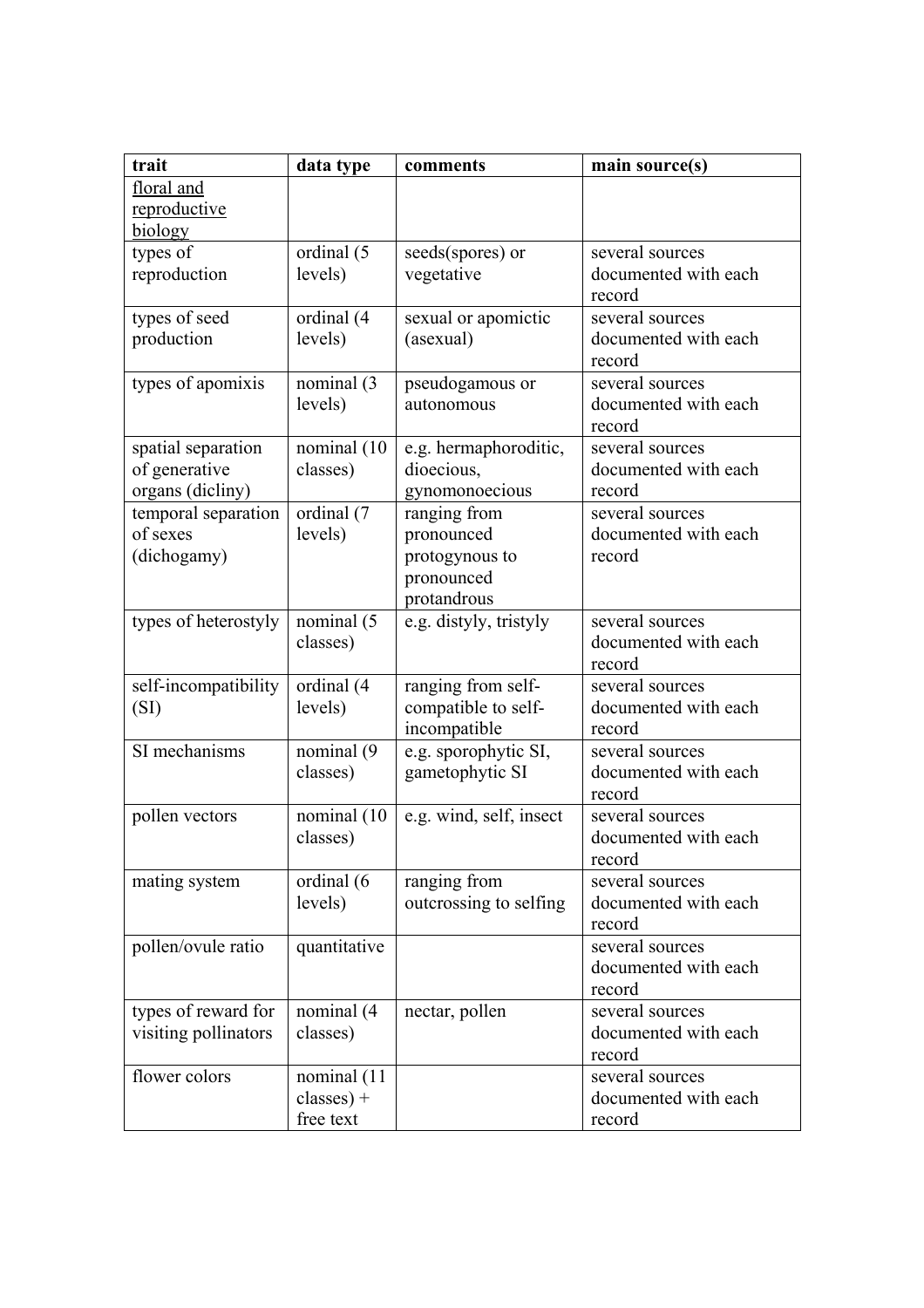| trait | data type | comments | main source(s) |
|---|---|---|---|
| floral and reproductive biology | | | |
| types of reproduction | ordinal (5 levels) | seeds(spores) or vegetative | several sources documented with each record |
| types of seed production | ordinal (4 levels) | sexual or apomictic (asexual) | several sources documented with each record |
| types of apomixis | nominal (3 levels) | pseudogamous or autonomous | several sources documented with each record |
| spatial separation of generative organs (dicliny) | nominal (10 classes) | e.g. hermaphroditic, dioecious, gynomonoecious | several sources documented with each record |
| temporal separation of sexes (dichogamy) | ordinal (7 levels) | ranging from pronounced protogynous to pronounced protandrous | several sources documented with each record |
| types of heterostyly | nominal (5 classes) | e.g. distyly, tristyly | several sources documented with each record |
| self-incompatibility (SI) | ordinal (4 levels) | ranging from self-compatible to self-incompatible | several sources documented with each record |
| SI mechanisms | nominal (9 classes) | e.g. sporophytic SI, gametophytic SI | several sources documented with each record |
| pollen vectors | nominal (10 classes) | e.g. wind, self, insect | several sources documented with each record |
| mating system | ordinal (6 levels) | ranging from outcrossing to selfing | several sources documented with each record |
| pollen/ovule ratio | quantitative | | several sources documented with each record |
| types of reward for visiting pollinators | nominal (4 classes) | nectar, pollen | several sources documented with each record |
| flower colors | nominal (11 classes) + free text | | several sources documented with each record |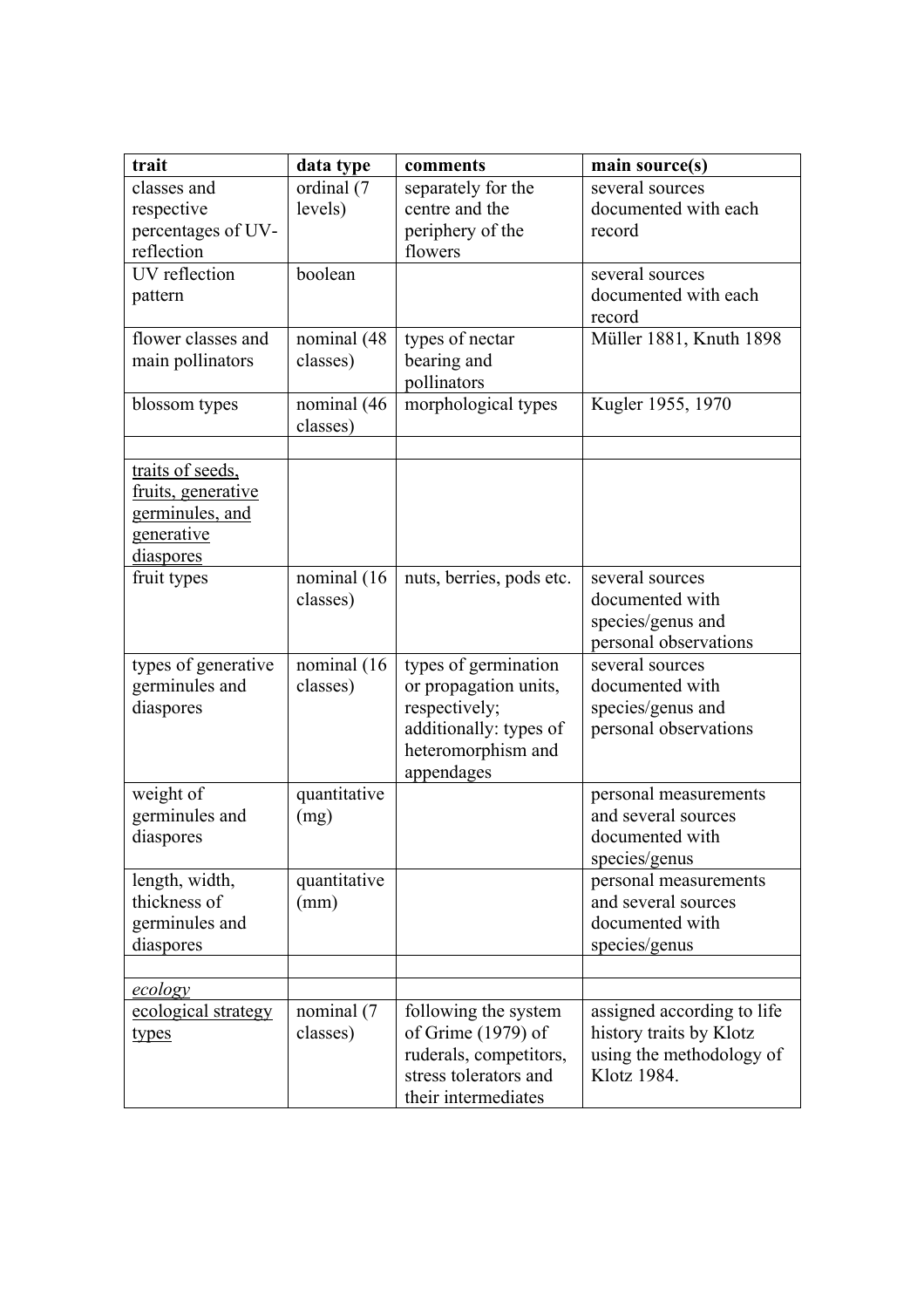| **trait** | **data type** | **comments** | **main source(s)** |
|---|---|---|---|
| classes and respective percentages of UV-reflection | ordinal (7 levels) | separately for the centre and the periphery of the flowers | several sources documented with each record |
| UV reflection pattern | boolean | | several sources documented with each record |
| flower classes and main pollinators | nominal (48 classes) | types of nectar bearing and pollinators | Müller 1881, Knuth 1898 |
| blossom types | nominal (46 classes) | morphological types | Kugler 1955, 1970 |
| | | | |
| traits of seeds, fruits, generative germinules, and generative diaspores | | | |
| fruit types | nominal (16 classes) | nuts, berries, pods etc. | several sources documented with species/genus and personal observations |
| types of generative germinules and diaspores | nominal (16 classes) | types of germination or propagation units, respectively; additionally: types of heteromorphism and appendages | several sources documented with species/genus and personal observations |
| weight of germinules and diaspores | quantitative (mg) | | personal measurements and several sources documented with species/genus |
| length, width, thickness of germinules and diaspores | quantitative (mm) | | personal measurements and several sources documented with species/genus |
| | | | |
| *ecology* | | | |
| ecological strategy types | nominal (7 classes) | following the system of Grime (1979) of ruderals, competitors, stress tolerators and their intermediates | assigned according to life history traits by Klotz using the methodology of Klotz 1984. |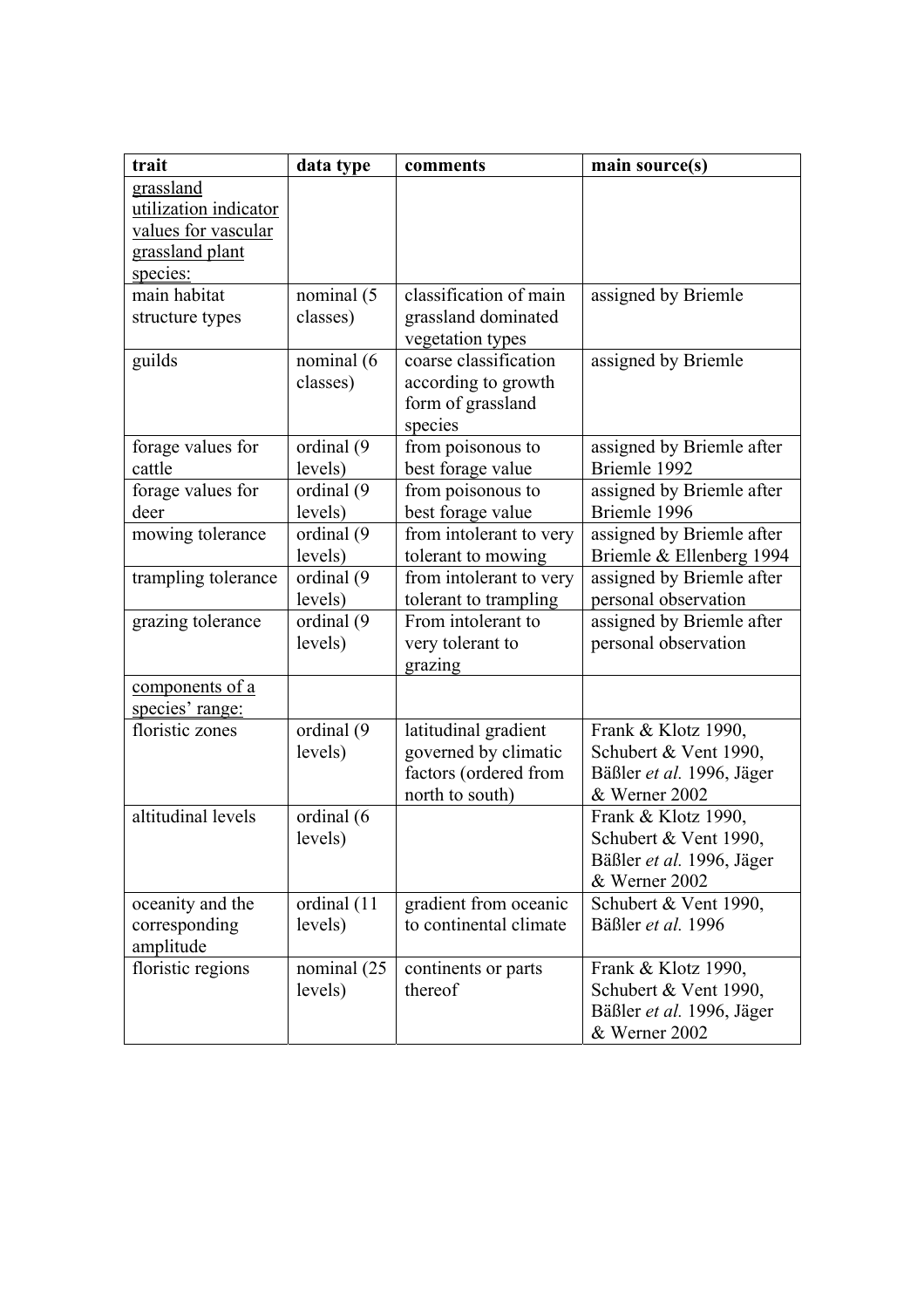| trait | data type | comments | main source(s) |
| --- | --- | --- | --- |
| grassland utilization indicator values for vascular grassland plant species: | | | |
| main habitat structure types | nominal (5 classes) | classification of main grassland dominated vegetation types | assigned by Briemle |
| guilds | nominal (6 classes) | coarse classification according to growth form of grassland species | assigned by Briemle |
| forage values for cattle | ordinal (9 levels) | from poisonous to best forage value | assigned by Briemle after Briemle 1992 |
| forage values for deer | ordinal (9 levels) | from poisonous to best forage value | assigned by Briemle after Briemle 1996 |
| mowing tolerance | ordinal (9 levels) | from intolerant to very tolerant to mowing | assigned by Briemle after Briemle & Ellenberg 1994 |
| trampling tolerance | ordinal (9 levels) | from intolerant to very tolerant to trampling | assigned by Briemle after personal observation |
| grazing tolerance | ordinal (9 levels) | From intolerant to very tolerant to grazing | assigned by Briemle after personal observation |
| components of a species' range: | | | |
| floristic zones | ordinal (9 levels) | latitudinal gradient governed by climatic factors (ordered from north to south) | Frank & Klotz 1990, Schubert & Vent 1990, Bäßler *et al.* 1996, Jäger & Werner 2002 |
| altitudinal levels | ordinal (6 levels) | | Frank & Klotz 1990, Schubert & Vent 1990, Bäßler *et al.* 1996, Jäger & Werner 2002 |
| oceanity and the corresponding amplitude | ordinal (11 levels) | gradient from oceanic to continental climate | Schubert & Vent 1990, Bäßler *et al.* 1996 |
| floristic regions | nominal (25 levels) | continents or parts thereof | Frank & Klotz 1990, Schubert & Vent 1990, Bäßler *et al.* 1996, Jäger & Werner 2002 |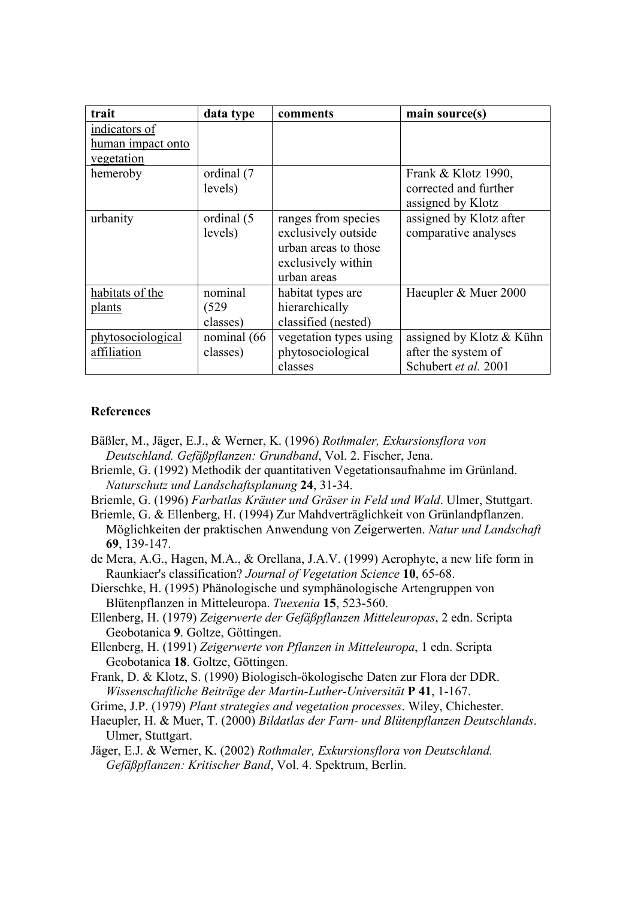| trait | data type | comments | main source(s) |
|---|---|---|---|
| indicators of human impact onto vegetation | | | |
| hemeroby | ordinal (7 levels) | | Frank & Klotz 1990, corrected and further assigned by Klotz |
| urbanity | ordinal (5 levels) | ranges from species exclusively outside urban areas to those exclusively within urban areas | assigned by Klotz after comparative analyses |
| habitats of the plants | nominal (529 classes) | habitat types are hierarchically classified (nested) | Haeupler & Muer 2000 |
| phytosociological affiliation | nominal (66 classes) | vegetation types using phytosociological classes | assigned by Klotz & Kühn after the system of Schubert *et al.* 2001 |

### References

Bäßler, M., Jäger, E.J., & Werner, K. (1996) *Rothmaler, Exkursionsflora von Deutschland. Gefäßpflanzen: Grundband*, Vol. 2. Fischer, Jena.

Briemle, G. (1992) Methodik der quantitativen Vegetationsaufnahme im Grünland. *Naturschutz und Landschaftsplanung* **24**, 31-34.

Briemle, G. (1996) *Farbatlas Kräuter und Gräser in Feld und Wald*. Ulmer, Stuttgart.

Briemle, G. & Ellenberg, H. (1994) Zur Mahdverträglichkeit von Grünlandpflanzen. Möglichkeiten der praktischen Anwendung von Zeigerwerten. *Natur und Landschaft* **69**, 139-147.

de Mera, A.G., Hagen, M.A., & Orellana, J.A.V. (1999) Aerophyte, a new life form in Raunkiaer's classification? *Journal of Vegetation Science* **10**, 65-68.

Dierschke, H. (1995) Phänologische und symphänologische Artengruppen von Blütenpflanzen in Mitteleuropa. *Tuexenia* **15**, 523-560.

Ellenberg, H. (1979) *Zeigerwerte der Gefäßpflanzen Mitteleuropas*, 2 edn. Scripta Geobotanica **9**. Goltze, Göttingen.

Ellenberg, H. (1991) *Zeigerwerte von Pflanzen in Mitteleuropa*, 1 edn. Scripta Geobotanica **18**. Goltze, Göttingen.

Frank, D. & Klotz, S. (1990) Biologisch-ökologische Daten zur Flora der DDR. *Wissenschaftliche Beiträge der Martin-Luther-Universität* **P 41**, 1-167.

Grime, J.P. (1979) *Plant strategies and vegetation processes*. Wiley, Chichester.

Haeupler, H. & Muer, T. (2000) *Bildatlas der Farn- und Blütenpflanzen Deutschlands*. Ulmer, Stuttgart.

Jäger, E.J. & Werner, K. (2002) *Rothmaler, Exkursionsflora von Deutschland. Gefäßpflanzen: Kritischer Band*, Vol. 4. Spektrum, Berlin.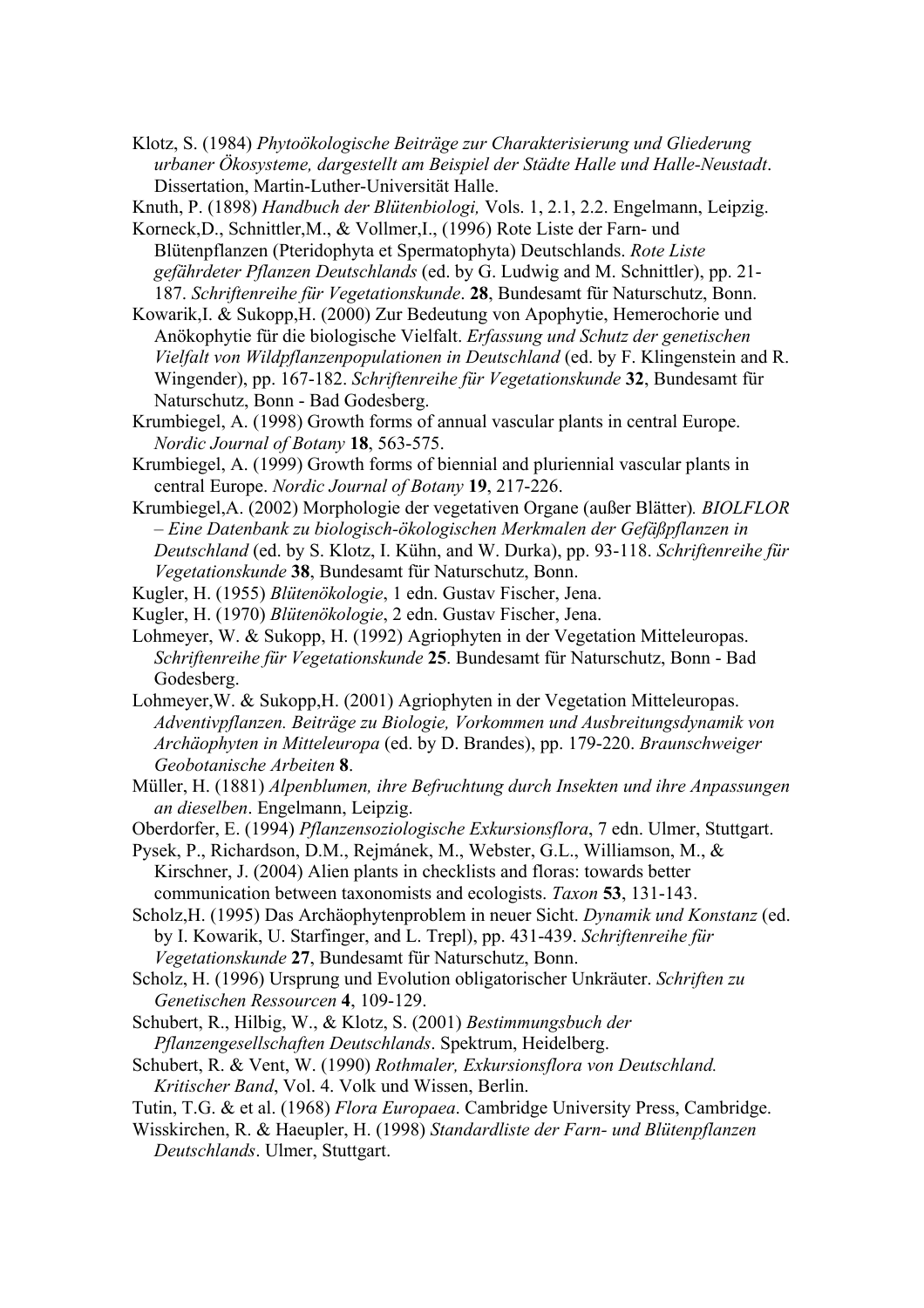Klotz, S. (1984) *Phytoökologische Beiträge zur Charakterisierung und Gliederung urbaner Ökosysteme, dargestellt am Beispiel der Städte Halle und Halle-Neustadt*. Dissertation, Martin-Luther-Universität Halle.

Knuth, P. (1898) *Handbuch der Blütenbiologi,* Vols. 1, 2.1, 2.2. Engelmann, Leipzig.

Korneck,D., Schnittler,M., & Vollmer,I., (1996) Rote Liste der Farn- und Blütenpflanzen (Pteridophyta et Spermatophyta) Deutschlands. *Rote Liste gefährdeter Pflanzen Deutschlands* (ed. by G. Ludwig and M. Schnittler), pp. 21-187. *Schriftenreihe für Vegetationskunde*. **28**, Bundesamt für Naturschutz, Bonn.

Kowarik,I. & Sukopp,H. (2000) Zur Bedeutung von Apophytie, Hemerochorie und Anökophytie für die biologische Vielfalt. *Erfassung und Schutz der genetischen Vielfalt von Wildpflanzenpopulationen in Deutschland* (ed. by F. Klingenstein and R. Wingender), pp. 167-182. *Schriftenreihe für Vegetationskunde* **32**, Bundesamt für Naturschutz, Bonn - Bad Godesberg.

Krumbiegel, A. (1998) Growth forms of annual vascular plants in central Europe. *Nordic Journal of Botany* **18**, 563-575.

Krumbiegel, A. (1999) Growth forms of biennial and pluriennial vascular plants in central Europe. *Nordic Journal of Botany* **19**, 217-226.

Krumbiegel,A. (2002) Morphologie der vegetativen Organe (außer Blätter). *BIOLFLOR – Eine Datenbank zu biologisch-ökologischen Merkmalen der Gefäßpflanzen in Deutschland* (ed. by S. Klotz, I. Kühn, and W. Durka), pp. 93-118. *Schriftenreihe für Vegetationskunde* **38**, Bundesamt für Naturschutz, Bonn.

Kugler, H. (1955) *Blütenökologie*, 1 edn. Gustav Fischer, Jena.

Kugler, H. (1970) *Blütenökologie*, 2 edn. Gustav Fischer, Jena.

Lohmeyer, W. & Sukopp, H. (1992) Agriophyten in der Vegetation Mitteleuropas. *Schriftenreihe für Vegetationskunde* **25**. Bundesamt für Naturschutz, Bonn - Bad Godesberg.

Lohmeyer,W. & Sukopp,H. (2001) Agriophyten in der Vegetation Mitteleuropas. *Adventivpflanzen. Beiträge zu Biologie, Vorkommen und Ausbreitungsdynamik von Archäophyten in Mitteleuropa* (ed. by D. Brandes), pp. 179-220. *Braunschweiger Geobotanische Arbeiten* **8**.

Müller, H. (1881) *Alpenblumen, ihre Befruchtung durch Insekten und ihre Anpassungen an dieselben*. Engelmann, Leipzig.

Oberdorfer, E. (1994) *Pflanzensoziologische Exkursionsflora*, 7 edn. Ulmer, Stuttgart.

Pysek, P., Richardson, D.M., Rejmánek, M., Webster, G.L., Williamson, M., & Kirschner, J. (2004) Alien plants in checklists and floras: towards better communication between taxonomists and ecologists. *Taxon* **53**, 131-143.

Scholz,H. (1995) Das Archäophytenproblem in neuer Sicht. *Dynamik und Konstanz* (ed. by I. Kowarik, U. Starfinger, and L. Trepl), pp. 431-439. *Schriftenreihe für Vegetationskunde* **27**, Bundesamt für Naturschutz, Bonn.

Scholz, H. (1996) Ursprung und Evolution obligatorischer Unkräuter. *Schriften zu Genetischen Ressourcen* **4**, 109-129.

Schubert, R., Hilbig, W., & Klotz, S. (2001) *Bestimmungsbuch der Pflanzengesellschaften Deutschlands*. Spektrum, Heidelberg.

Schubert, R. & Vent, W. (1990) *Rothmaler, Exkursionsflora von Deutschland. Kritischer Band*, Vol. 4. Volk und Wissen, Berlin.

Tutin, T.G. & et al. (1968) *Flora Europaea*. Cambridge University Press, Cambridge.

Wisskirchen, R. & Haeupler, H. (1998) *Standardliste der Farn- und Blütenpflanzen Deutschlands*. Ulmer, Stuttgart.